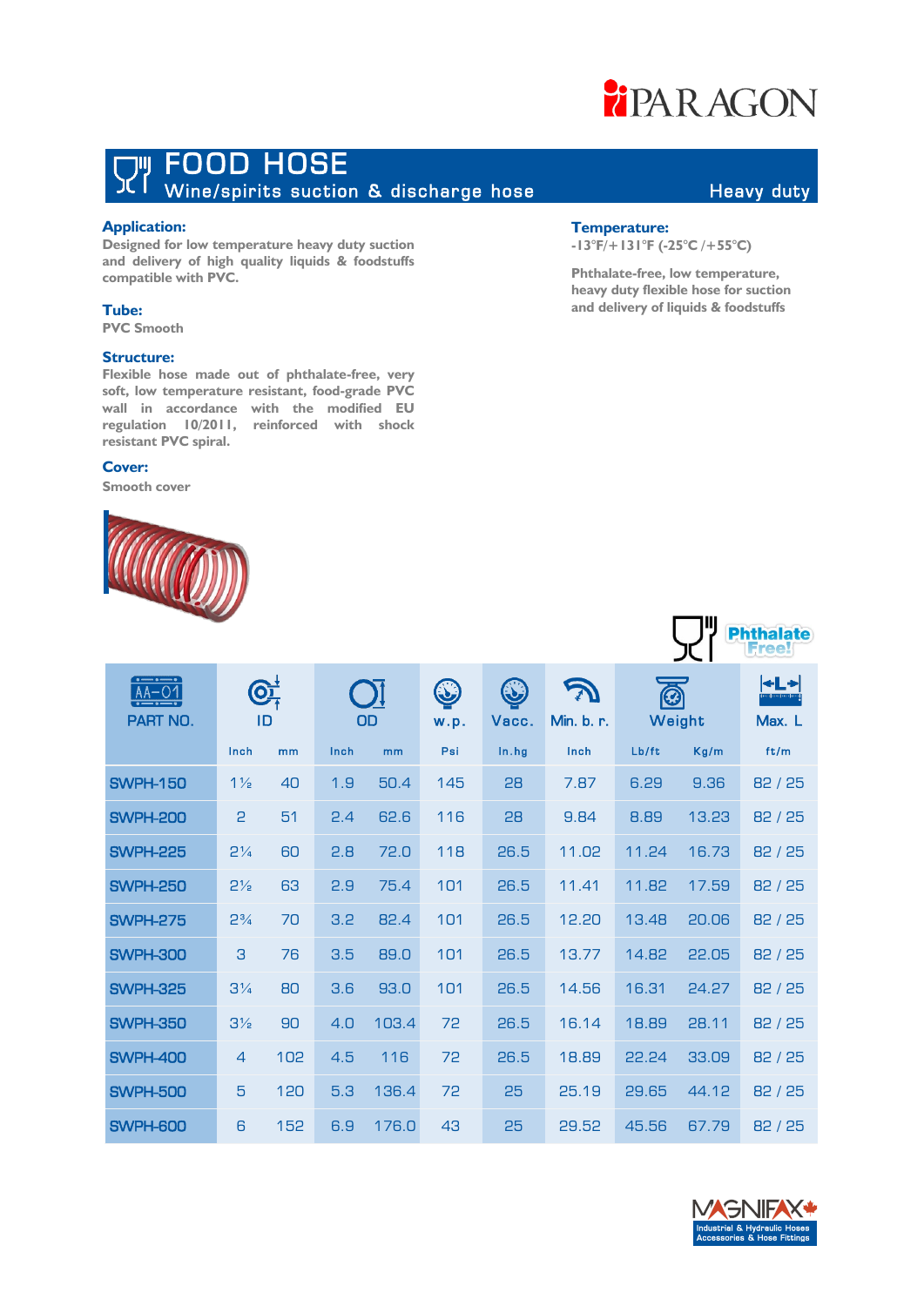# FOOD HOSE

## Wine/spirits suction & discharge hose

Heavy duty

### Application:

Designed for low temperature heavy duty suction and delivery of high quality liquids & foodstuffs compatible with PVC.

### Tube:

PVC Smooth

### Structure:

Flexible hose made out of phthalate-free, very soft, low temperature resistant, food-grade PVC wall in accordance with the modified EU regulation 10/2011, reinforced with shock resistant PVC spiral.

### Cover:

Smooth cover

### Temperature:

-13°F/+131°F (-25°C /+55°C)

Phthalate-free, low temperature, heavy duty flexible hose for suction and delivery of liquids & foodstuffs

Phthalate Free!

| PART NO. | ID | | OD | | w.p. | Vacc. | Min. b. r. | Weight | | Max. L |
|---|---|---|---|---|---|---|---|---|---|---|
| | Inch | mm | Inch | mm | Psi | In.hg | Inch | Lb/ft | Kg/m | ft/m |
| SWPH-150 | 1½ | 40 | 1.9 | 50.4 | 145 | 28 | 7.87 | 6.29 | 9.36 | 82 / 25 |
| SWPH-200 | 2 | 51 | 2.4 | 62.6 | 116 | 28 | 9.84 | 8.89 | 13.23 | 82 / 25 |
| SWPH-225 | 2¼ | 60 | 2.8 | 72.0 | 118 | 26.5 | 11.02 | 11.24 | 16.73 | 82 / 25 |
| SWPH-250 | 2½ | 63 | 2.9 | 75.4 | 101 | 26.5 | 11.41 | 11.82 | 17.59 | 82 / 25 |
| SWPH-275 | 2¾ | 70 | 3.2 | 82.4 | 101 | 26.5 | 12.20 | 13.48 | 20.06 | 82 / 25 |
| SWPH-300 | 3 | 76 | 3.5 | 89.0 | 101 | 26.5 | 13.77 | 14.82 | 22.05 | 82 / 25 |
| SWPH-325 | 3¼ | 80 | 3.6 | 93.0 | 101 | 26.5 | 14.56 | 16.31 | 24.27 | 82 / 25 |
| SWPH-350 | 3½ | 90 | 4.0 | 103.4 | 72 | 26.5 | 16.14 | 18.89 | 28.11 | 82 / 25 |
| SWPH-400 | 4 | 102 | 4.5 | 116 | 72 | 26.5 | 18.89 | 22.24 | 33.09 | 82 / 25 |
| SWPH-500 | 5 | 120 | 5.3 | 136.4 | 72 | 25 | 25.19 | 29.65 | 44.12 | 82 / 25 |
| SWPH-600 | 6 | 152 | 6.9 | 176.0 | 43 | 25 | 29.52 | 45.56 | 67.79 | 82 / 25 |

MAGNIFAX Industrial & Hydraulic Hoses Accessories & Hose Fittings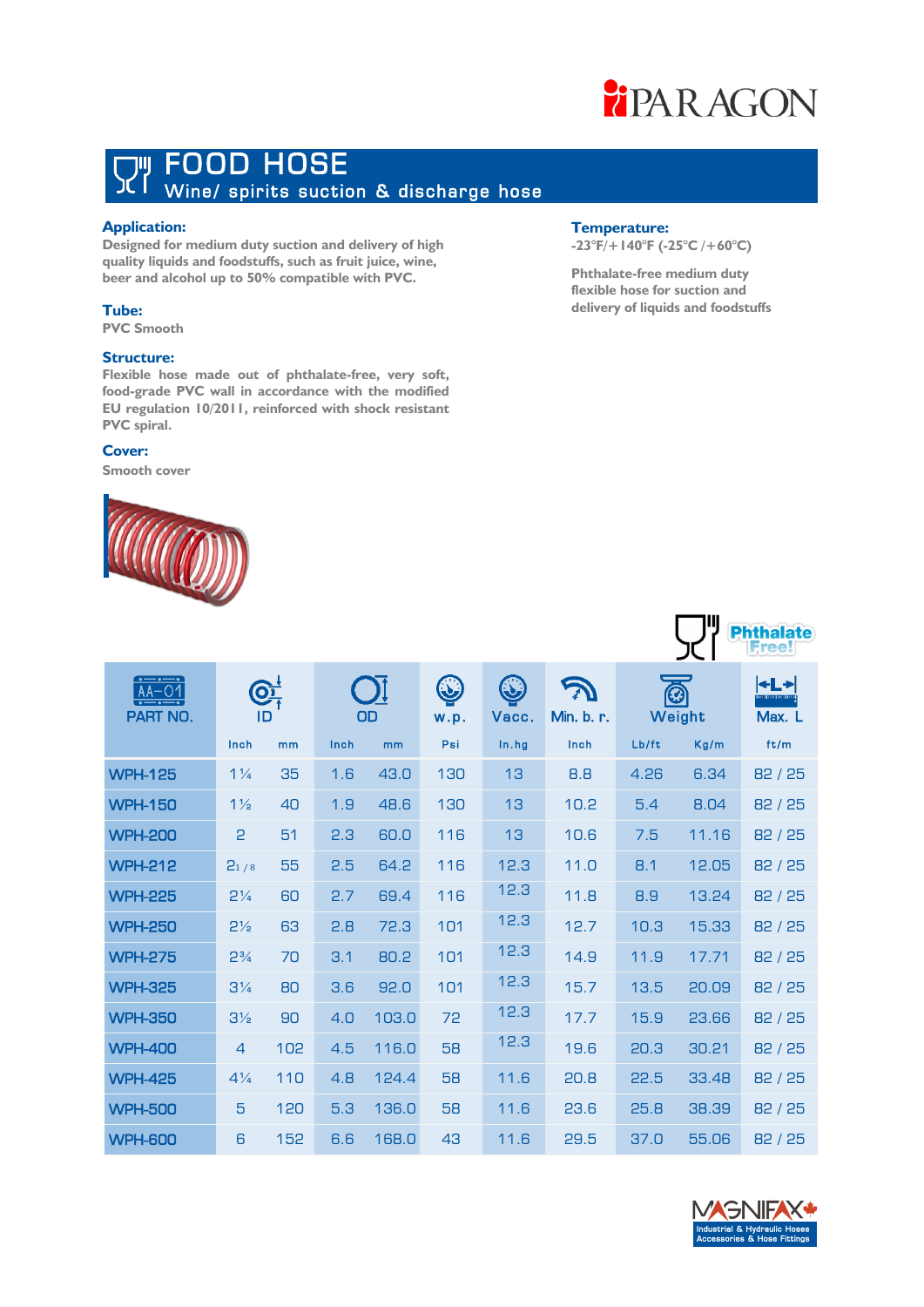# FOOD HOSE

## Wine/ spirits suction & discharge hose

### Application:

Designed for medium duty suction and delivery of high quality liquids and foodstuffs, such as fruit juice, wine, beer and alcohol up to 50% compatible with PVC.

### Tube:

PVC Smooth

### Structure:

Flexible hose made out of phthalate-free, very soft, food-grade PVC wall in accordance with the modified EU regulation 10/2011, reinforced with shock resistant PVC spiral.

### Cover:

Smooth cover

### Temperature:

-23°F/+140°F (-25°C /+60°C)

Phthalate-free medium duty flexible hose for suction and delivery of liquids and foodstuffs

Phthalate Free!

| PART NO. | ID | | OD | | w.p. | Vacc. | Min. b. r. | Weight | | Max. L |
|---|---|---|---|---|---|---|---|---|---|---|
| | Inch | mm | Inch | mm | Psi | In.hg | Inch | Lb/ft | Kg/m | ft/m |
| WPH-125 | 1¼ | 35 | 1.6 | 43.0 | 130 | 13 | 8.8 | 4.26 | 6.34 | 82 / 25 |
| WPH-150 | 1½ | 40 | 1.9 | 48.6 | 130 | 13 | 10.2 | 5.4 | 8.04 | 82 / 25 |
| WPH-200 | 2 | 51 | 2.3 | 60.0 | 116 | 13 | 10.6 | 7.5 | 11.16 | 82 / 25 |
| WPH-212 | 2 1/8 | 55 | 2.5 | 64.2 | 116 | 12.3 | 11.0 | 8.1 | 12.05 | 82 / 25 |
| WPH-225 | 2¼ | 60 | 2.7 | 69.4 | 116 | 12.3 | 11.8 | 8.9 | 13.24 | 82 / 25 |
| WPH-250 | 2½ | 63 | 2.8 | 72.3 | 101 | 12.3 | 12.7 | 10.3 | 15.33 | 82 / 25 |
| WPH-275 | 2¾ | 70 | 3.1 | 80.2 | 101 | 12.3 | 14.9 | 11.9 | 17.71 | 82 / 25 |
| WPH-325 | 3¼ | 80 | 3.6 | 92.0 | 101 | 12.3 | 15.7 | 13.5 | 20.09 | 82 / 25 |
| WPH-350 | 3½ | 90 | 4.0 | 103.0 | 72 | 12.3 | 17.7 | 15.9 | 23.66 | 82 / 25 |
| WPH-400 | 4 | 102 | 4.5 | 116.0 | 58 | 12.3 | 19.6 | 20.3 | 30.21 | 82 / 25 |
| WPH-425 | 4¼ | 110 | 4.8 | 124.4 | 58 | 11.6 | 20.8 | 22.5 | 33.48 | 82 / 25 |
| WPH-500 | 5 | 120 | 5.3 | 136.0 | 58 | 11.6 | 23.6 | 25.8 | 38.39 | 82 / 25 |
| WPH-600 | 6 | 152 | 6.6 | 168.0 | 43 | 11.6 | 29.5 | 37.0 | 55.06 | 82 / 25 |

MAGNIFAX Industrial & Hydraulic Hoses Accessories & Hose Fittings